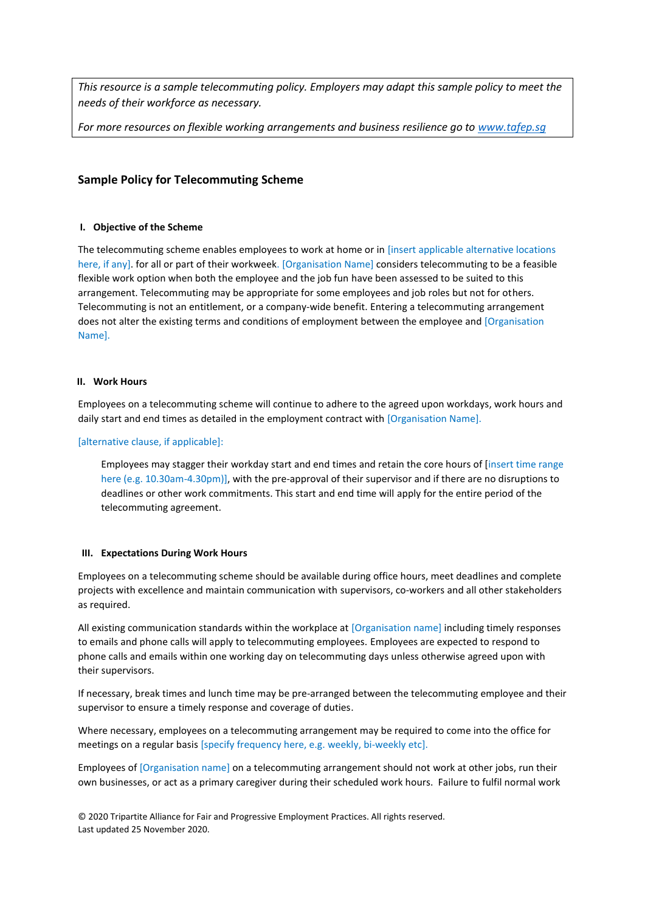*This resource is a sample telecommuting policy. Employers may adapt this sample policy to meet the needs of their workforce as necessary.*

*For more resources on flexible working arrangements and business resilience go to [www.tafep.sg](http://www.tafep.sg)*

## Sample Policy for Telecommuting Scheme

### I. Objective of the Scheme

The telecommuting scheme enables employees to work at home or in [insert applicable alternative locations here, if any]. for all or part of their workweek. [Organisation Name] considers telecommuting to be a feasible flexible work option when both the employee and the job fun have been assessed to be suited to this arrangement. Telecommuting may be appropriate for some employees and job roles but not for others. Telecommuting is not an entitlement, or a company-wide benefit. Entering a telecommuting arrangement does not alter the existing terms and conditions of employment between the employee and [Organisation Name].

### II. Work Hours

Employees on a telecommuting scheme will continue to adhere to the agreed upon workdays, work hours and daily start and end times as detailed in the employment contract with [Organisation Name].

[alternative clause, if applicable]:

> Employees may stagger their workday start and end times and retain the core hours of [insert time range here (e.g. 10.30am-4.30pm)], with the pre-approval of their supervisor and if there are no disruptions to deadlines or other work commitments. This start and end time will apply for the entire period of the telecommuting agreement.

### III. Expectations During Work Hours

Employees on a telecommuting scheme should be available during office hours, meet deadlines and complete projects with excellence and maintain communication with supervisors, co-workers and all other stakeholders as required.

All existing communication standards within the workplace at [Organisation name] including timely responses to emails and phone calls will apply to telecommuting employees. Employees are expected to respond to phone calls and emails within one working day on telecommuting days unless otherwise agreed upon with their supervisors.

If necessary, break times and lunch time may be pre-arranged between the telecommuting employee and their supervisor to ensure a timely response and coverage of duties.

Where necessary, employees on a telecommuting arrangement may be required to come into the office for meetings on a regular basis [specify frequency here, e.g. weekly, bi-weekly etc].

Employees of [Organisation name] on a telecommuting arrangement should not work at other jobs, run their own businesses, or act as a primary caregiver during their scheduled work hours. Failure to fulfil normal work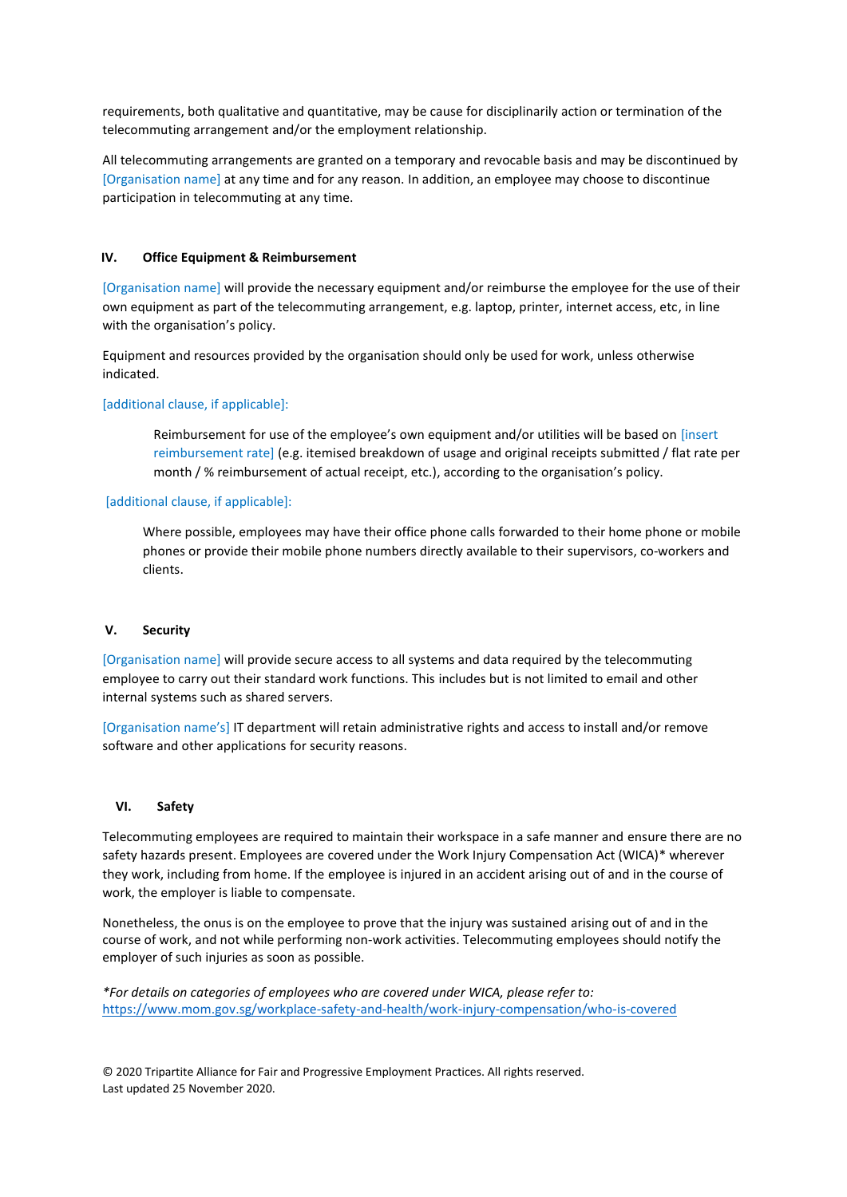requirements, both qualitative and quantitative, may be cause for disciplinarily action or termination of the telecommuting arrangement and/or the employment relationship.

All telecommuting arrangements are granted on a temporary and revocable basis and may be discontinued by [Organisation name] at any time and for any reason. In addition, an employee may choose to discontinue participation in telecommuting at any time.

### IV. Office Equipment & Reimbursement

[Organisation name] will provide the necessary equipment and/or reimburse the employee for the use of their own equipment as part of the telecommuting arrangement, e.g. laptop, printer, internet access, etc, in line with the organisation's policy.

Equipment and resources provided by the organisation should only be used for work, unless otherwise indicated.

[additional clause, if applicable]:

> Reimbursement for use of the employee's own equipment and/or utilities will be based on [insert reimbursement rate] (e.g. itemised breakdown of usage and original receipts submitted / flat rate per month / % reimbursement of actual receipt, etc.), according to the organisation's policy.

[additional clause, if applicable]:

> Where possible, employees may have their office phone calls forwarded to their home phone or mobile phones or provide their mobile phone numbers directly available to their supervisors, co-workers and clients.

### V. Security

[Organisation name] will provide secure access to all systems and data required by the telecommuting employee to carry out their standard work functions. This includes but is not limited to email and other internal systems such as shared servers.

[Organisation name's] IT department will retain administrative rights and access to install and/or remove software and other applications for security reasons.

### VI. Safety

Telecommuting employees are required to maintain their workspace in a safe manner and ensure there are no safety hazards present. Employees are covered under the Work Injury Compensation Act (WICA)* wherever they work, including from home. If the employee is injured in an accident arising out of and in the course of work, the employer is liable to compensate.

Nonetheless, the onus is on the employee to prove that the injury was sustained arising out of and in the course of work, and not while performing non-work activities. Telecommuting employees should notify the employer of such injuries as soon as possible.

*\*For details on categories of employees who are covered under WICA, please refer to:*
https://www.mom.gov.sg/workplace-safety-and-health/work-injury-compensation/who-is-covered

© 2020 Tripartite Alliance for Fair and Progressive Employment Practices. All rights reserved.
Last updated 25 November 2020.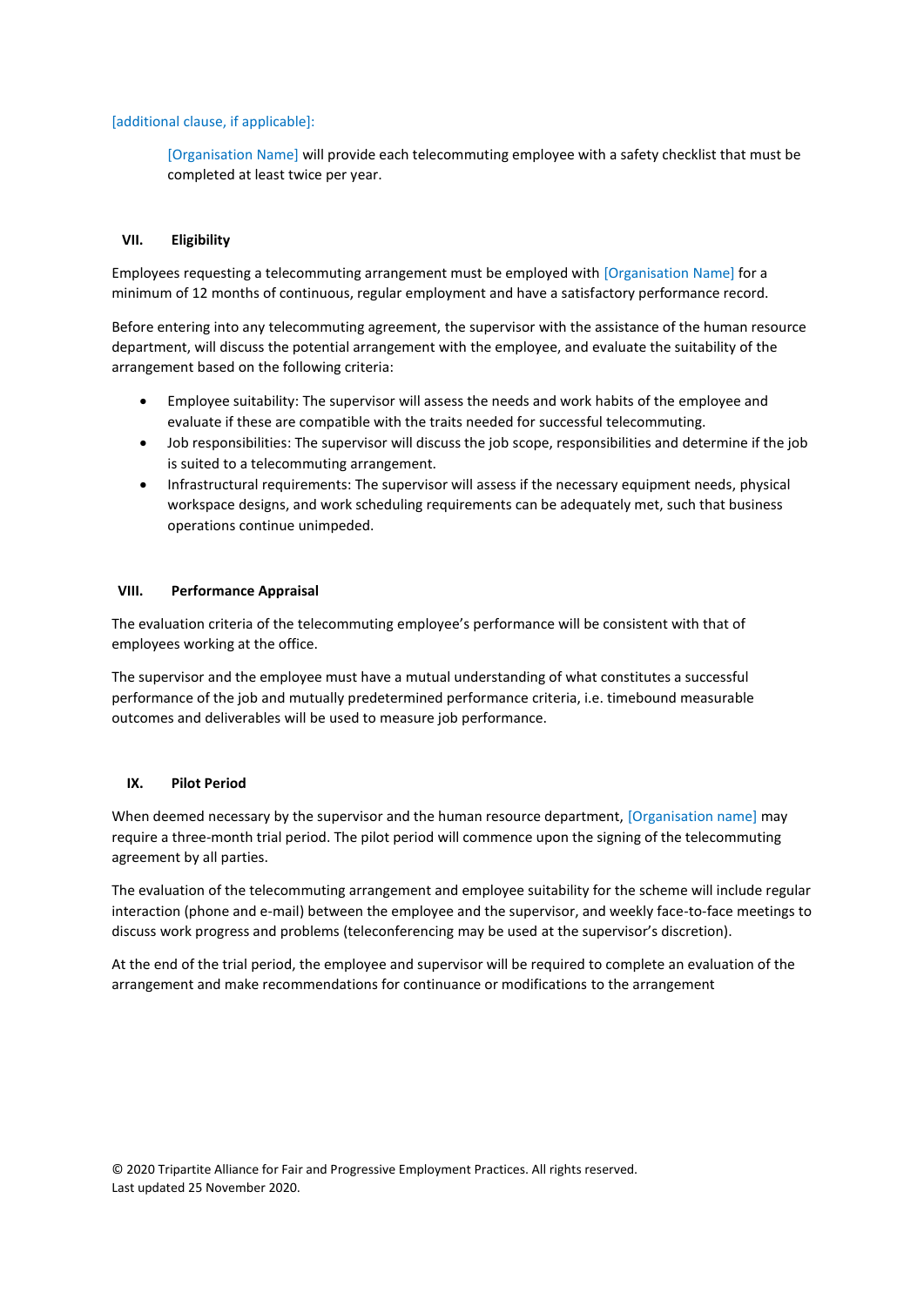[additional clause, if applicable]:

> [Organisation Name] will provide each telecommuting employee with a safety checklist that must be completed at least twice per year.

## VII. Eligibility

Employees requesting a telecommuting arrangement must be employed with [Organisation Name] for a minimum of 12 months of continuous, regular employment and have a satisfactory performance record.

Before entering into any telecommuting agreement, the supervisor with the assistance of the human resource department, will discuss the potential arrangement with the employee, and evaluate the suitability of the arrangement based on the following criteria:

- Employee suitability: The supervisor will assess the needs and work habits of the employee and evaluate if these are compatible with the traits needed for successful telecommuting.
- Job responsibilities: The supervisor will discuss the job scope, responsibilities and determine if the job is suited to a telecommuting arrangement.
- Infrastructural requirements: The supervisor will assess if the necessary equipment needs, physical workspace designs, and work scheduling requirements can be adequately met, such that business operations continue unimpeded.

## VIII. Performance Appraisal

The evaluation criteria of the telecommuting employee's performance will be consistent with that of employees working at the office.

The supervisor and the employee must have a mutual understanding of what constitutes a successful performance of the job and mutually predetermined performance criteria, i.e. timebound measurable outcomes and deliverables will be used to measure job performance.

## IX. Pilot Period

When deemed necessary by the supervisor and the human resource department, [Organisation name] may require a three-month trial period. The pilot period will commence upon the signing of the telecommuting agreement by all parties.

The evaluation of the telecommuting arrangement and employee suitability for the scheme will include regular interaction (phone and e-mail) between the employee and the supervisor, and weekly face-to-face meetings to discuss work progress and problems (teleconferencing may be used at the supervisor's discretion).

At the end of the trial period, the employee and supervisor will be required to complete an evaluation of the arrangement and make recommendations for continuance or modifications to the arrangement

© 2020 Tripartite Alliance for Fair and Progressive Employment Practices. All rights reserved.
Last updated 25 November 2020.